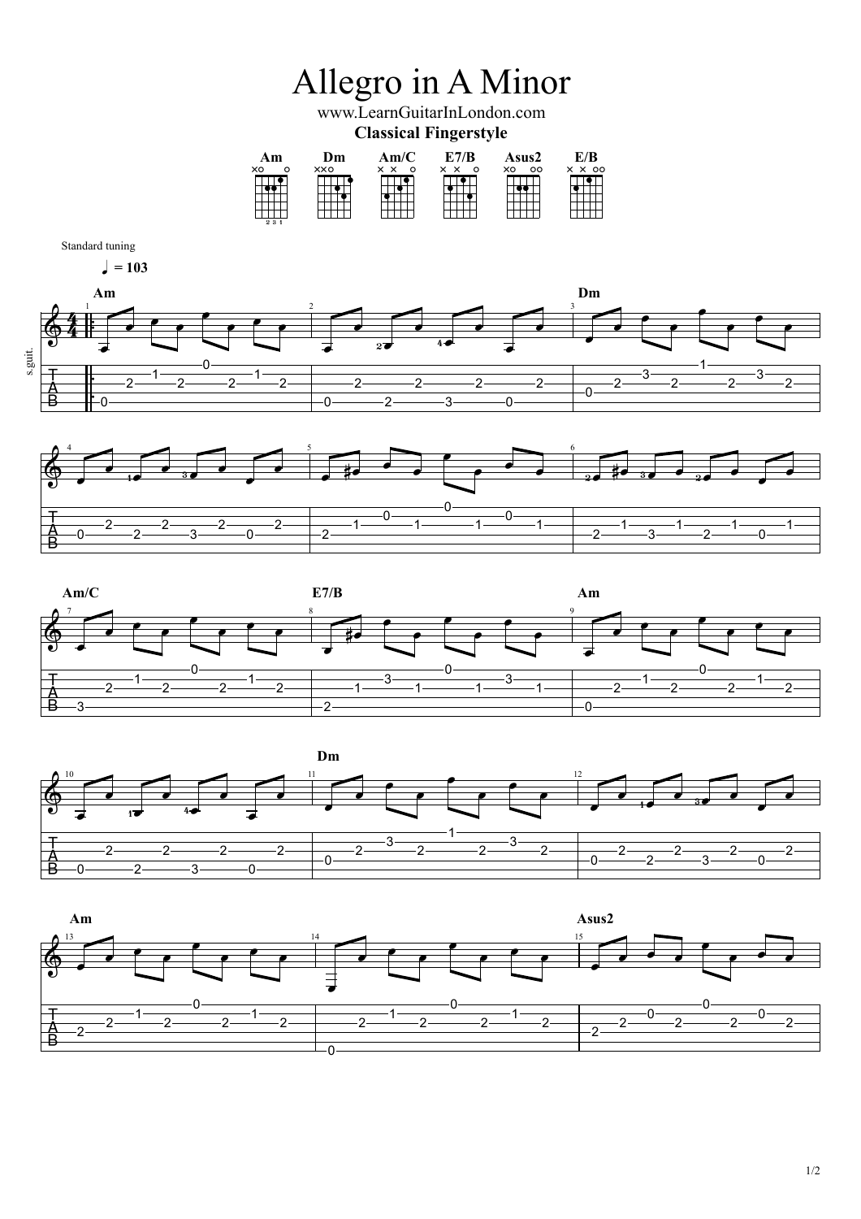# Allegro in A Minor

www.LearnGuitarInLondon.com

**Classical Fingerstyle**

Am Dm Am/C E7/B Asus2 E/B

Standard tuning

♩ = 103

s.guit.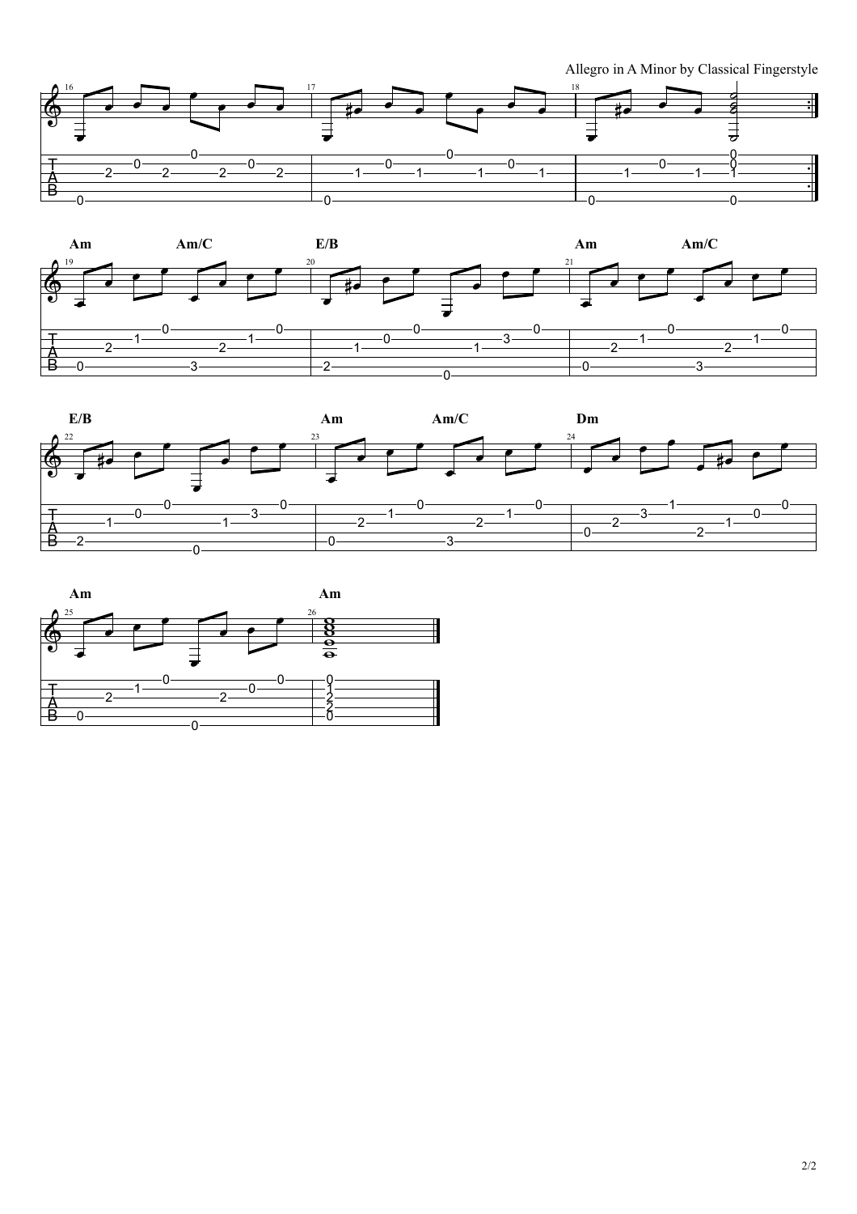Allegro in A Minor by Classical Fingerstyle

Am Am/C E/B Am Am/C

E/B Am Am/C Dm

Am Am